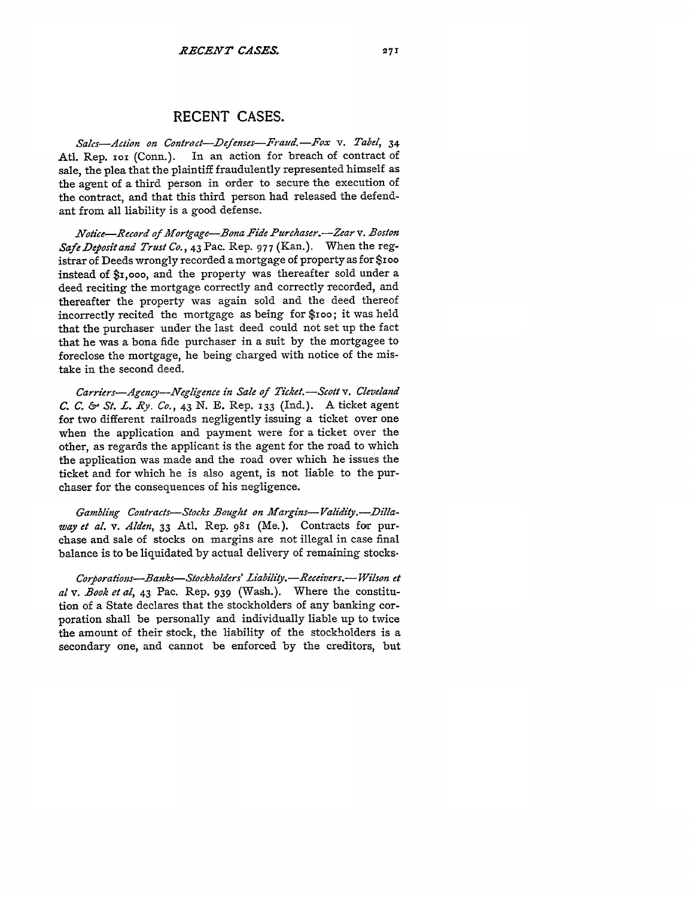# RECENT CASES.

*Sales—Action on Contract—Defenses—Fraud.—Fox* v. *Tabel*, 34 Atl. Rep. 101 (Conn.). In an action for breach of contract of sale, the plea that the plaintiff fraudulently represented himself as the agent of a third person in order to secure the execution of the contract, and that this third person had released the defendant from all liability is a good defense.

*Notice—Record of Mortgage—Bona Fide Purchaser.—Zear* v. *Boston Safe Deposit and Trust Co.*, 43 Pac. Rep. 977 (Kan.). When the registrar of Deeds wrongly recorded a mortgage of property as for $100 instead of $1,000, and the property was thereafter sold under a deed reciting the mortgage correctly and correctly recorded, and thereafter the property was again sold and the deed thereof incorrectly recited the mortgage as being for $100; it was held that the purchaser under the last deed could not set up the fact that he was a bona fide purchaser in a suit by the mortgagee to foreclose the mortgage, he being charged with notice of the mistake in the second deed.

*Carriers—Agency—Negligence in Sale of Ticket.—Scott* v. *Cleveland C. C. & St. L. Ry. Co.*, 43 N. E. Rep. 133 (Ind.). A ticket agent for two different railroads negligently issuing a ticket over one when the application and payment were for a ticket over the other, as regards the applicant is the agent for the road to which the application was made and the road over which he issues the ticket and for which he is also agent, is not liable to the purchaser for the consequences of his negligence.

*Gambling Contracts—Stocks Bought on Margins—Validity.—Dillaway et al.* v. *Alden*, 33 Atl. Rep. 981 (Me.). Contracts for purchase and sale of stocks on margins are not illegal in case final balance is to be liquidated by actual delivery of remaining stocks.

*Corporations—Banks—Stockholders' Liability.—Receivers.—Wilson et al* v. *Book et al*, 43 Pac. Rep. 939 (Wash.). Where the constitution of a State declares that the stockholders of any banking corporation shall be personally and individually liable up to twice the amount of their stock, the liability of the stockholders is a secondary one, and cannot be enforced by the creditors, but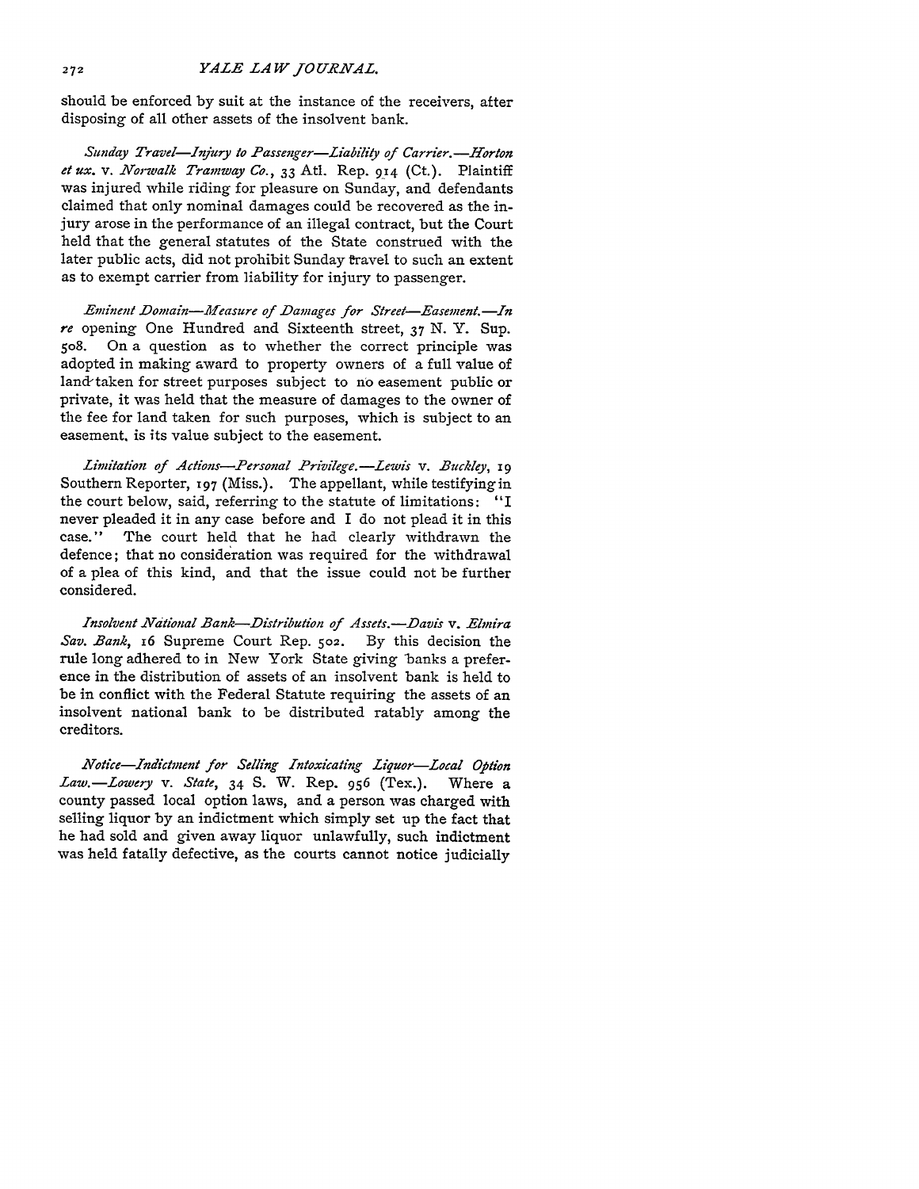should be enforced by suit at the instance of the receivers, after disposing of all other assets of the insolvent bank.

*Sunday Travel—Injury to Passenger—Liability of Carrier.—Horton et ux.* v. *Norwalk Tramway Co.*, 33 Atl. Rep. 914 (Ct.). Plaintiff was injured while riding for pleasure on Sunday, and defendants claimed that only nominal damages could be recovered as the injury arose in the performance of an illegal contract, but the Court held that the general statutes of the State construed with the later public acts, did not prohibit Sunday travel to such an extent as to exempt carrier from liability for injury to passenger.

*Eminent Domain—Measure of Damages for Street—Easement.—In re* opening One Hundred and Sixteenth street, 37 N. Y. Sup. 508. On a question as to whether the correct principle was adopted in making award to property owners of a full value of land taken for street purposes subject to no easement public or private, it was held that the measure of damages to the owner of the fee for land taken for such purposes, which is subject to an easement, is its value subject to the easement.

*Limitation of Actions—Personal Privilege.—Lewis* v. *Buckley*, 19 Southern Reporter, 197 (Miss.). The appellant, while testifying in the court below, said, referring to the statute of limitations: "I never pleaded it in any case before and I do not plead it in this case." The court held that he had clearly withdrawn the defence; that no consideration was required for the withdrawal of a plea of this kind, and that the issue could not be further considered.

*Insolvent National Bank—Distribution of Assets.—Davis* v. *Elmira Sav. Bank*, 16 Supreme Court Rep. 502. By this decision the rule long adhered to in New York State giving banks a preference in the distribution of assets of an insolvent bank is held to be in conflict with the Federal Statute requiring the assets of an insolvent national bank to be distributed ratably among the creditors.

*Notice—Indictment for Selling Intoxicating Liquor—Local Option Law.—Lowery* v. *State*, 34 S. W. Rep. 956 (Tex.). Where a county passed local option laws, and a person was charged with selling liquor by an indictment which simply set up the fact that he had sold and given away liquor unlawfully, such indictment was held fatally defective, as the courts cannot notice judicially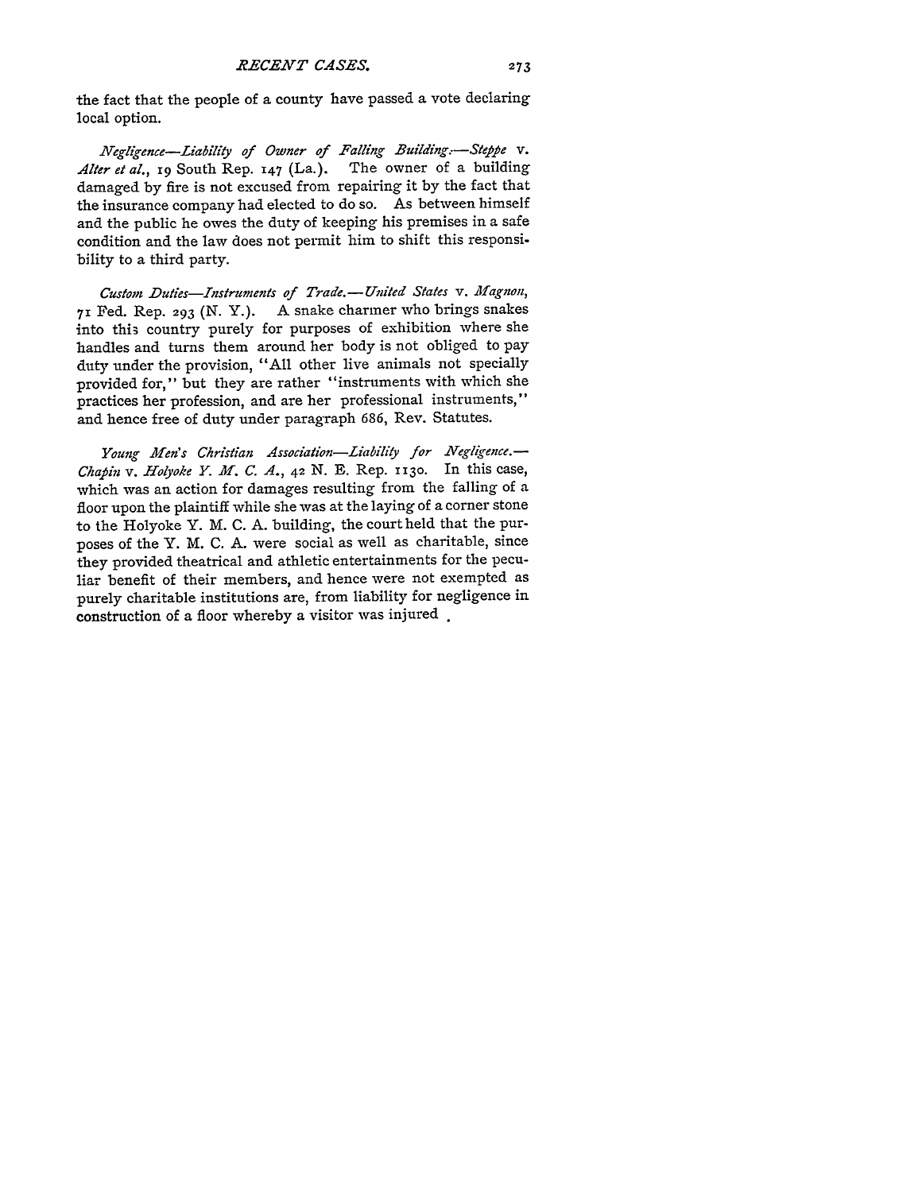the fact that the people of a county have passed a vote declaring local option.

*Negligence—Liability of Owner of Falling Building.—Steppe* v. *Alter et al.*, 19 South Rep. 147 (La.). The owner of a building damaged by fire is not excused from repairing it by the fact that the insurance company had elected to do so. As between himself and the public he owes the duty of keeping his premises in a safe condition and the law does not permit him to shift this responsibility to a third party.

*Custom Duties—Instruments of Trade.—United States* v. *Magnon*, 71 Fed. Rep. 293 (N. Y.). A snake charmer who brings snakes into this country purely for purposes of exhibition where she handles and turns them around her body is not obliged to pay duty under the provision, "All other live animals not specially provided for," but they are rather "instruments with which she practices her profession, and are her professional instruments," and hence free of duty under paragraph 686, Rev. Statutes.

*Young Men's Christian Association—Liability for Negligence.—Chapin* v. *Holyoke Y. M. C. A.*, 42 N. E. Rep. 1130. In this case, which was an action for damages resulting from the falling of a floor upon the plaintiff while she was at the laying of a corner stone to the Holyoke Y. M. C. A. building, the court held that the purposes of the Y. M. C. A. were social as well as charitable, since they provided theatrical and athletic entertainments for the peculiar benefit of their members, and hence were not exempted as purely charitable institutions are, from liability for negligence in construction of a floor whereby a visitor was injured.